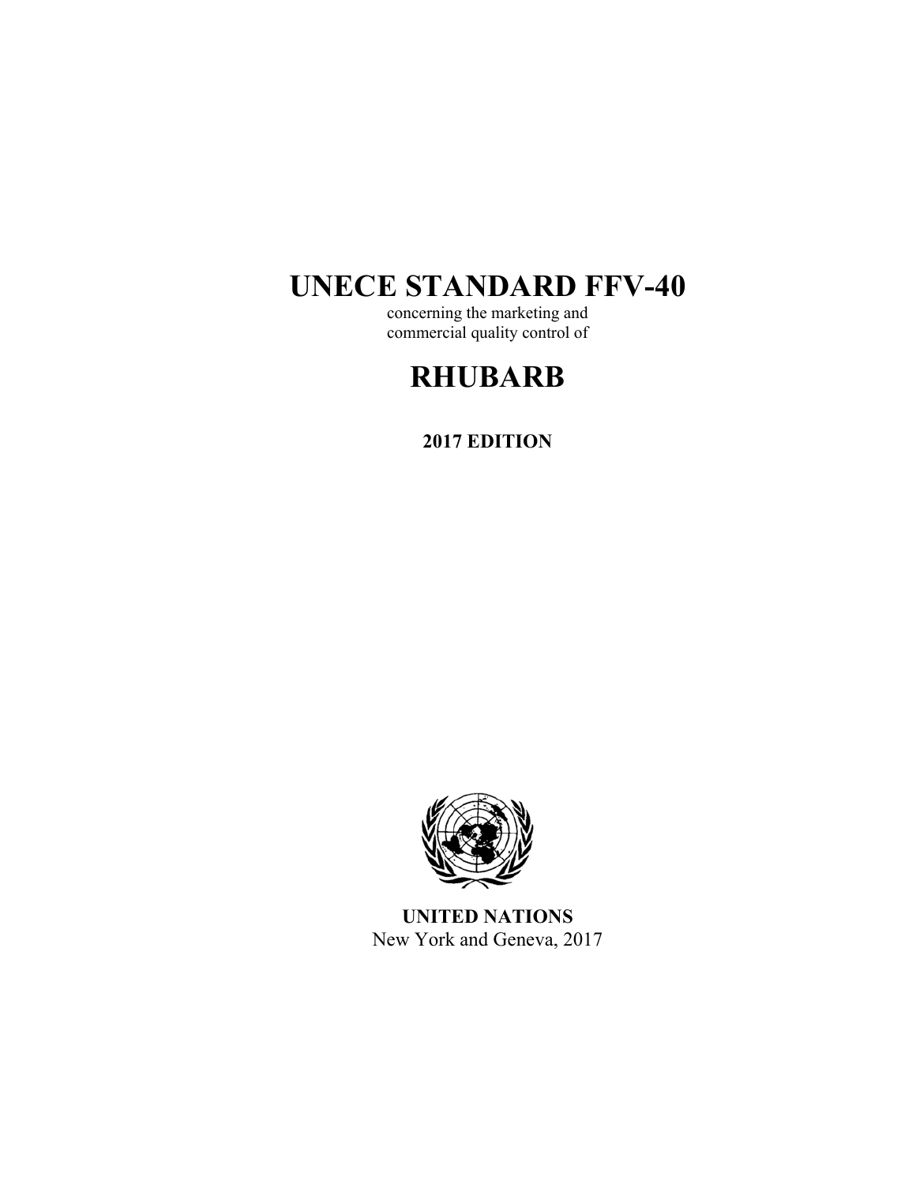# UNECE STANDARD FFV-40

concerning the marketing and
commercial quality control of

# RHUBARB

**2017 EDITION**

**UNITED NATIONS**
New York and Geneva, 2017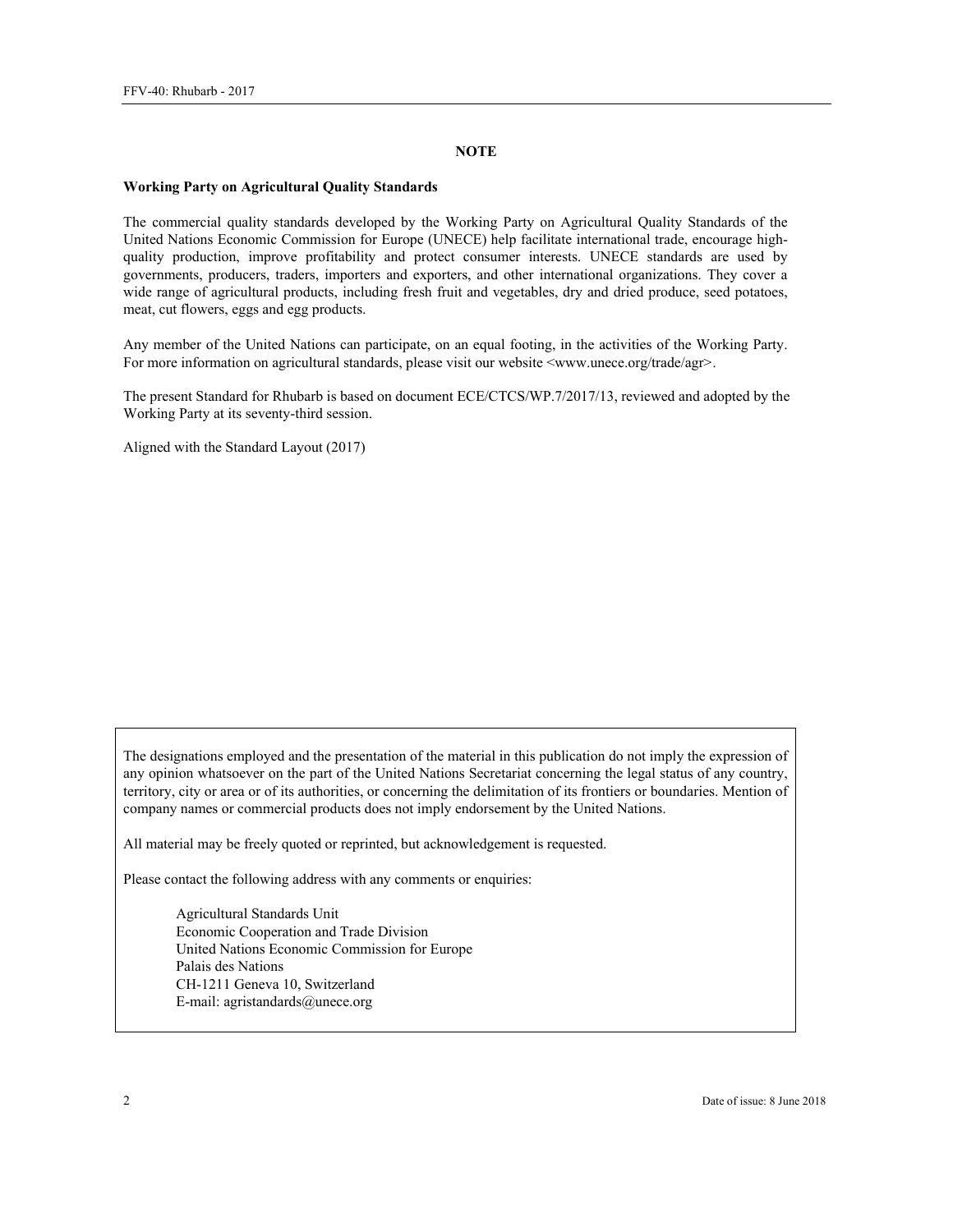# NOTE

**Working Party on Agricultural Quality Standards**

The commercial quality standards developed by the Working Party on Agricultural Quality Standards of the United Nations Economic Commission for Europe (UNECE) help facilitate international trade, encourage high-quality production, improve profitability and protect consumer interests. UNECE standards are used by governments, producers, traders, importers and exporters, and other international organizations. They cover a wide range of agricultural products, including fresh fruit and vegetables, dry and dried produce, seed potatoes, meat, cut flowers, eggs and egg products.

Any member of the United Nations can participate, on an equal footing, in the activities of the Working Party. For more information on agricultural standards, please visit our website <www.unece.org/trade/agr>.

The present Standard for Rhubarb is based on document ECE/CTCS/WP.7/2017/13, reviewed and adopted by the Working Party at its seventy-third session.

Aligned with the Standard Layout (2017)

The designations employed and the presentation of the material in this publication do not imply the expression of any opinion whatsoever on the part of the United Nations Secretariat concerning the legal status of any country, territory, city or area or of its authorities, or concerning the delimitation of its frontiers or boundaries. Mention of company names or commercial products does not imply endorsement by the United Nations.

All material may be freely quoted or reprinted, but acknowledgement is requested.

Please contact the following address with any comments or enquiries:

Agricultural Standards Unit
Economic Cooperation and Trade Division
United Nations Economic Commission for Europe
Palais des Nations
CH-1211 Geneva 10, Switzerland
E-mail: agristandards@unece.org

Date of issue: 8 June 2018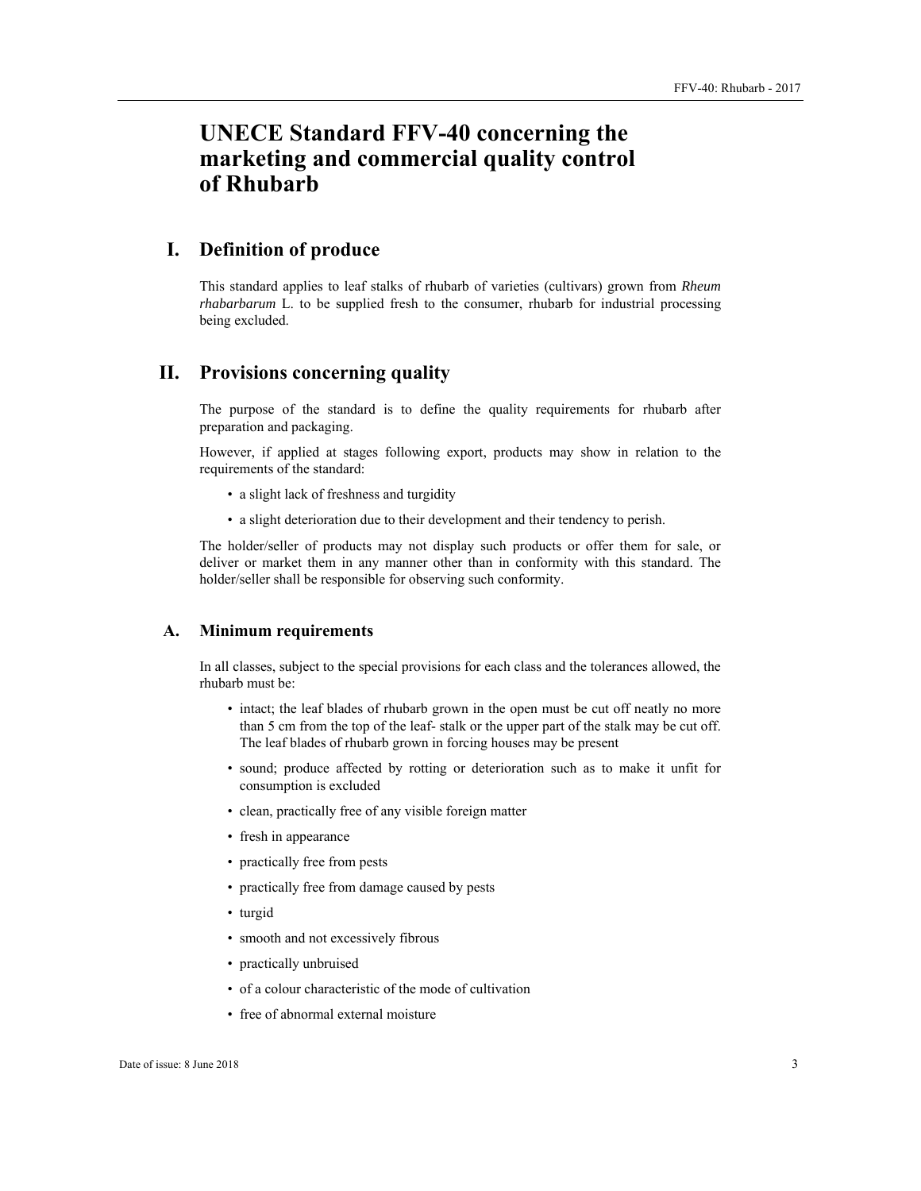# UNECE Standard FFV-40 concerning the marketing and commercial quality control of Rhubarb

## I. Definition of produce

This standard applies to leaf stalks of rhubarb of varieties (cultivars) grown from *Rheum rhabarbarum* L. to be supplied fresh to the consumer, rhubarb for industrial processing being excluded.

## II. Provisions concerning quality

The purpose of the standard is to define the quality requirements for rhubarb after preparation and packaging.

However, if applied at stages following export, products may show in relation to the requirements of the standard:

- a slight lack of freshness and turgidity
- a slight deterioration due to their development and their tendency to perish.

The holder/seller of products may not display such products or offer them for sale, or deliver or market them in any manner other than in conformity with this standard. The holder/seller shall be responsible for observing such conformity.

### A. Minimum requirements

In all classes, subject to the special provisions for each class and the tolerances allowed, the rhubarb must be:

- intact; the leaf blades of rhubarb grown in the open must be cut off neatly no more than 5 cm from the top of the leaf- stalk or the upper part of the stalk may be cut off. The leaf blades of rhubarb grown in forcing houses may be present
- sound; produce affected by rotting or deterioration such as to make it unfit for consumption is excluded
- clean, practically free of any visible foreign matter
- fresh in appearance
- practically free from pests
- practically free from damage caused by pests
- turgid
- smooth and not excessively fibrous
- practically unbruised
- of a colour characteristic of the mode of cultivation
- free of abnormal external moisture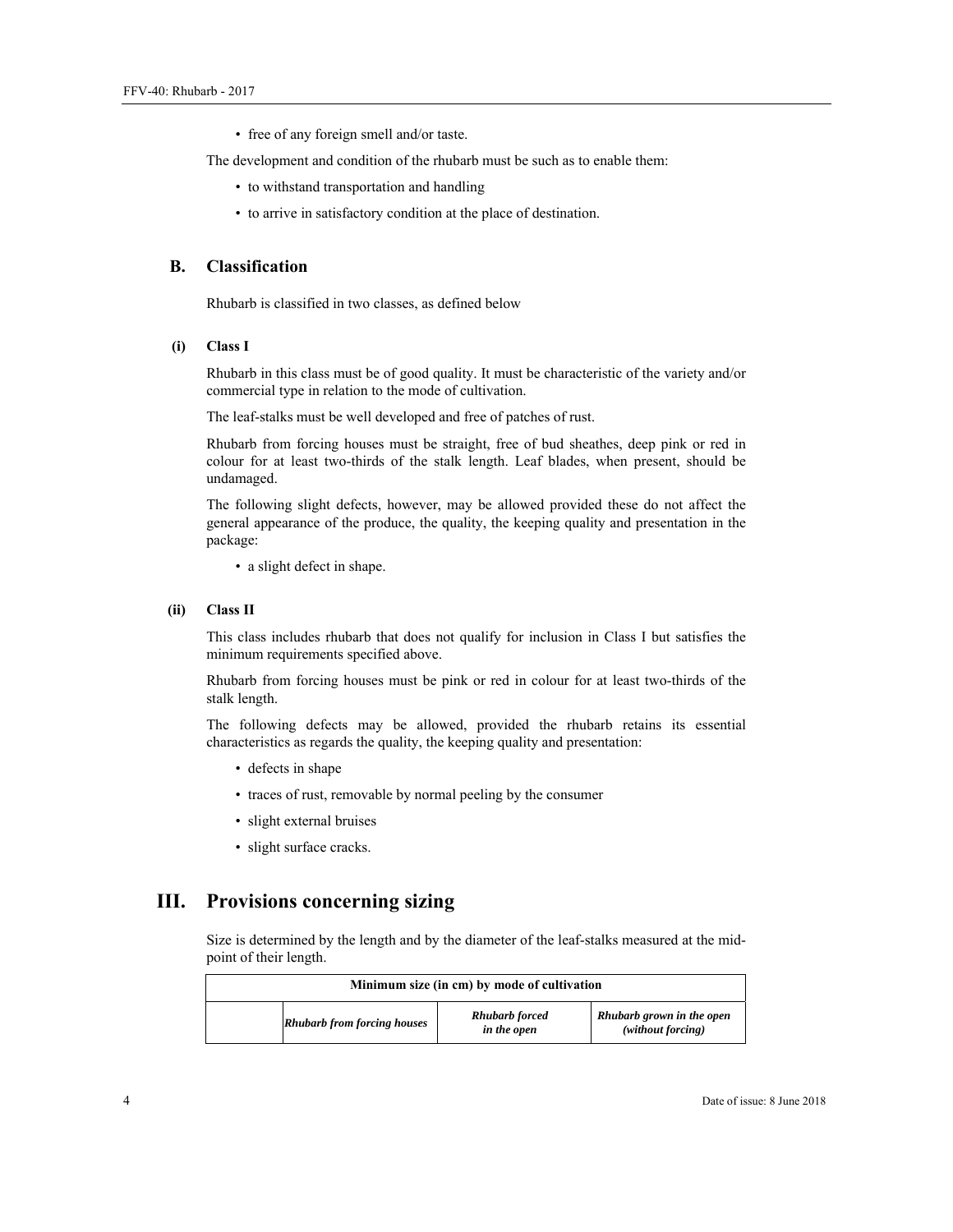- free of any foreign smell and/or taste.

The development and condition of the rhubarb must be such as to enable them:

- to withstand transportation and handling
- to arrive in satisfactory condition at the place of destination.

## B. Classification

Rhubarb is classified in two classes, as defined below

### (i) Class I

Rhubarb in this class must be of good quality. It must be characteristic of the variety and/or commercial type in relation to the mode of cultivation.

The leaf-stalks must be well developed and free of patches of rust.

Rhubarb from forcing houses must be straight, free of bud sheathes, deep pink or red in colour for at least two-thirds of the stalk length. Leaf blades, when present, should be undamaged.

The following slight defects, however, may be allowed provided these do not affect the general appearance of the produce, the quality, the keeping quality and presentation in the package:

- a slight defect in shape.

### (ii) Class II

This class includes rhubarb that does not qualify for inclusion in Class I but satisfies the minimum requirements specified above.

Rhubarb from forcing houses must be pink or red in colour for at least two-thirds of the stalk length.

The following defects may be allowed, provided the rhubarb retains its essential characteristics as regards the quality, the keeping quality and presentation:

- defects in shape
- traces of rust, removable by normal peeling by the consumer
- slight external bruises
- slight surface cracks.

# III. Provisions concerning sizing

Size is determined by the length and by the diameter of the leaf-stalks measured at the mid-point of their length.

| Minimum size (in cm) by mode of cultivation | | | |
|---|---|---|---|
| | *Rhubarb from forcing houses* | *Rhubarb forced in the open* | *Rhubarb grown in the open (without forcing)* |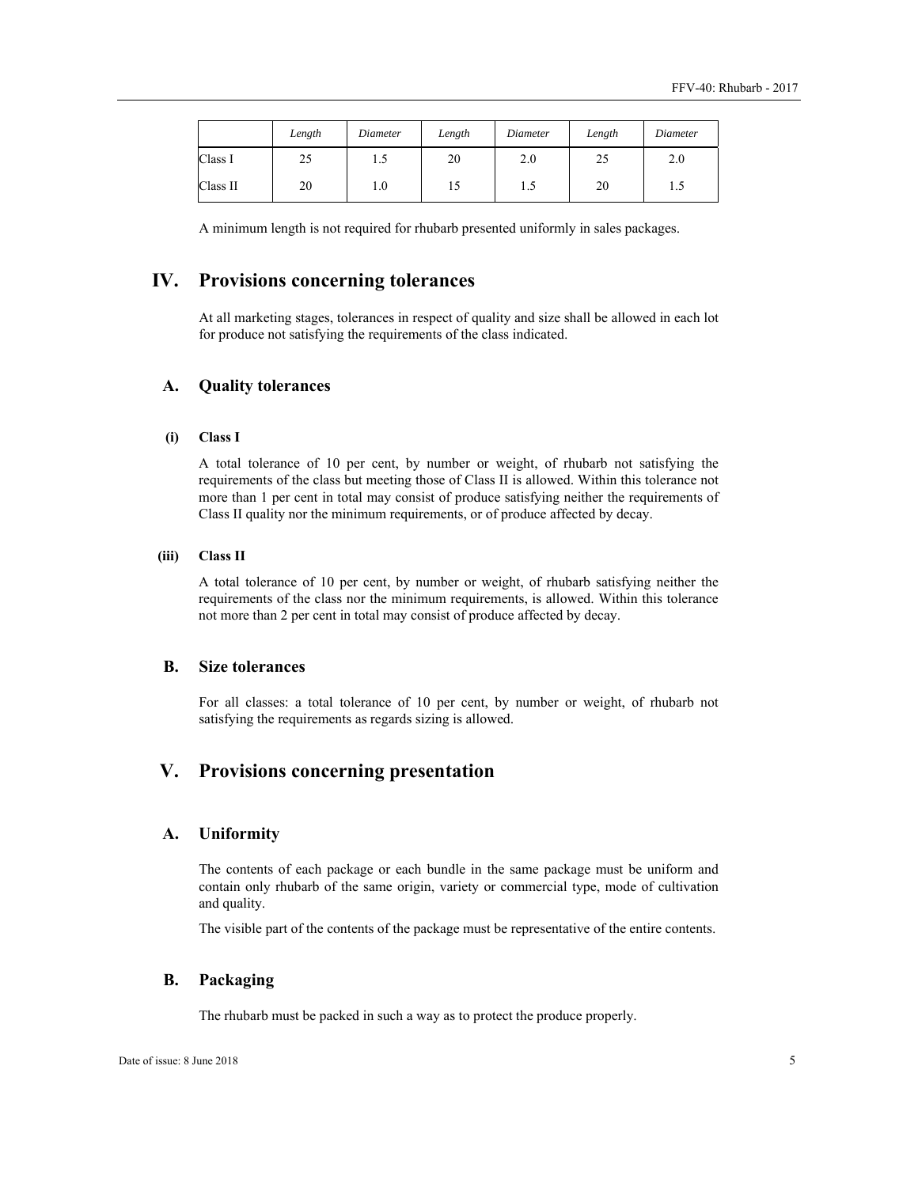| | *Length* | *Diameter* | *Length* | *Diameter* | *Length* | *Diameter* |
|---|---|---|---|---|---|---|
| Class I | 25 | 1.5 | 20 | 2.0 | 25 | 2.0 |
| Class II | 20 | 1.0 | 15 | 1.5 | 20 | 1.5 |

A minimum length is not required for rhubarb presented uniformly in sales packages.

# IV. Provisions concerning tolerances

At all marketing stages, tolerances in respect of quality and size shall be allowed in each lot for produce not satisfying the requirements of the class indicated.

## A. Quality tolerances

### (i) Class I

A total tolerance of 10 per cent, by number or weight, of rhubarb not satisfying the requirements of the class but meeting those of Class II is allowed. Within this tolerance not more than 1 per cent in total may consist of produce satisfying neither the requirements of Class II quality nor the minimum requirements, or of produce affected by decay.

### (iii) Class II

A total tolerance of 10 per cent, by number or weight, of rhubarb satisfying neither the requirements of the class nor the minimum requirements, is allowed. Within this tolerance not more than 2 per cent in total may consist of produce affected by decay.

## B. Size tolerances

For all classes: a total tolerance of 10 per cent, by number or weight, of rhubarb not satisfying the requirements as regards sizing is allowed.

# V. Provisions concerning presentation

## A. Uniformity

The contents of each package or each bundle in the same package must be uniform and contain only rhubarb of the same origin, variety or commercial type, mode of cultivation and quality.

The visible part of the contents of the package must be representative of the entire contents.

## B. Packaging

The rhubarb must be packed in such a way as to protect the produce properly.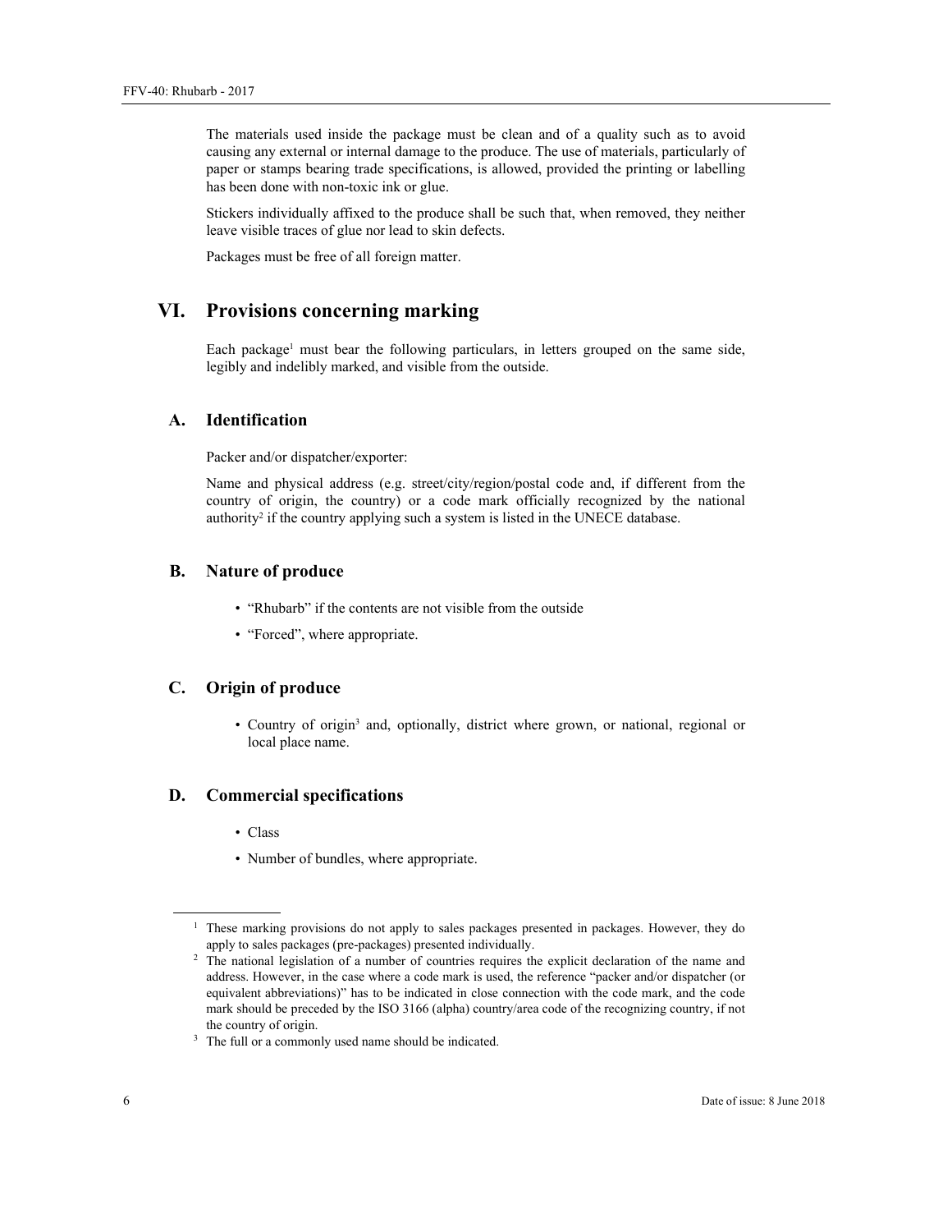The materials used inside the package must be clean and of a quality such as to avoid causing any external or internal damage to the produce. The use of materials, particularly of paper or stamps bearing trade specifications, is allowed, provided the printing or labelling has been done with non-toxic ink or glue.

Stickers individually affixed to the produce shall be such that, when removed, they neither leave visible traces of glue nor lead to skin defects.

Packages must be free of all foreign matter.

# VI. Provisions concerning marking

Each package[1] must bear the following particulars, in letters grouped on the same side, legibly and indelibly marked, and visible from the outside.

## A. Identification

Packer and/or dispatcher/exporter:

Name and physical address (e.g. street/city/region/postal code and, if different from the country of origin, the country) or a code mark officially recognized by the national authority[2] if the country applying such a system is listed in the UNECE database.

## B. Nature of produce

- "Rhubarb" if the contents are not visible from the outside
- "Forced", where appropriate.

## C. Origin of produce

- Country of origin[3] and, optionally, district where grown, or national, regional or local place name.

## D. Commercial specifications

- Class
- Number of bundles, where appropriate.

---

[1] These marking provisions do not apply to sales packages presented in packages. However, they do apply to sales packages (pre-packages) presented individually.

[2] The national legislation of a number of countries requires the explicit declaration of the name and address. However, in the case where a code mark is used, the reference "packer and/or dispatcher (or equivalent abbreviations)" has to be indicated in close connection with the code mark, and the code mark should be preceded by the ISO 3166 (alpha) country/area code of the recognizing country, if not the country of origin.

[3] The full or a commonly used name should be indicated.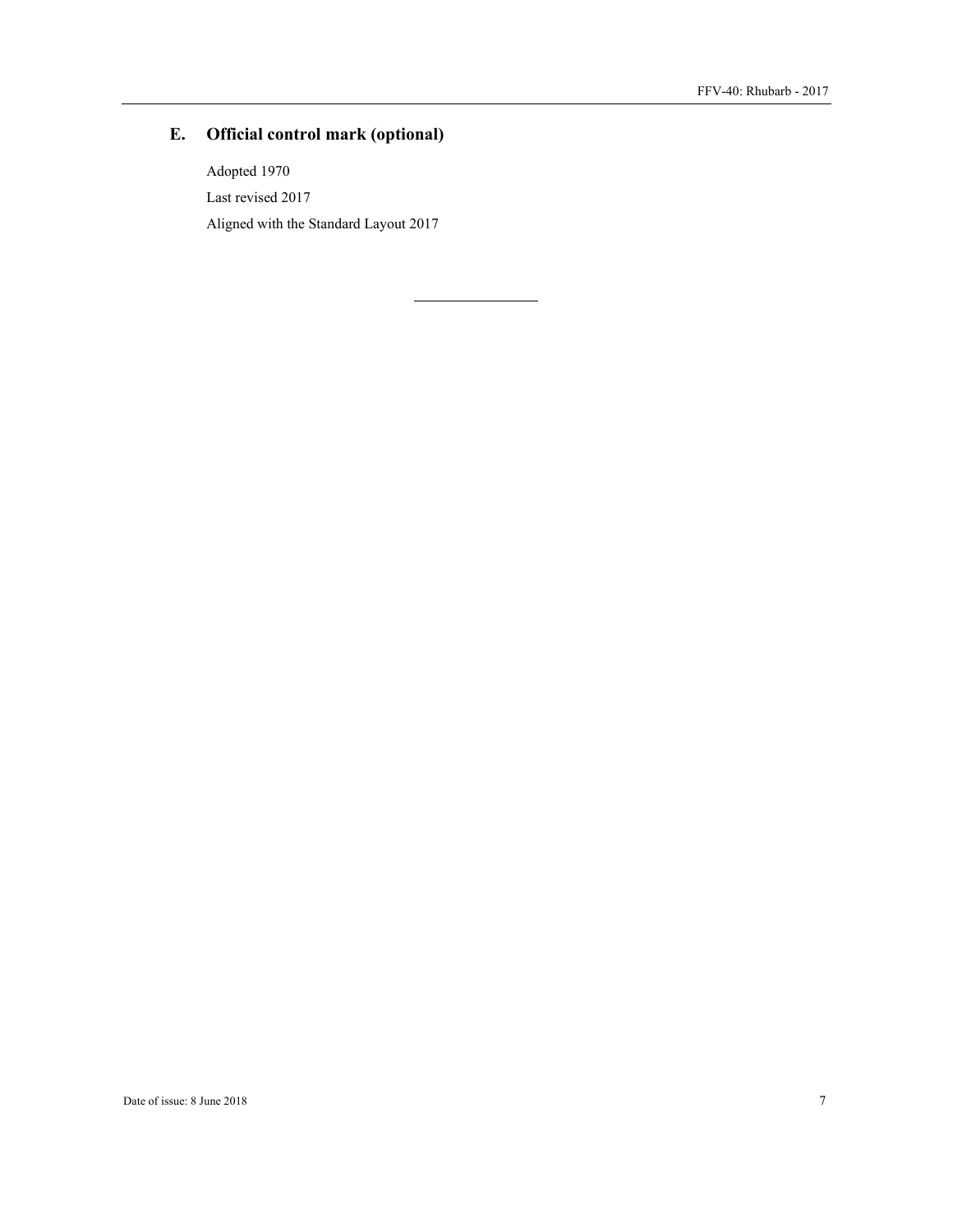## E. Official control mark (optional)

Adopted 1970

Last revised 2017

Aligned with the Standard Layout 2017

---